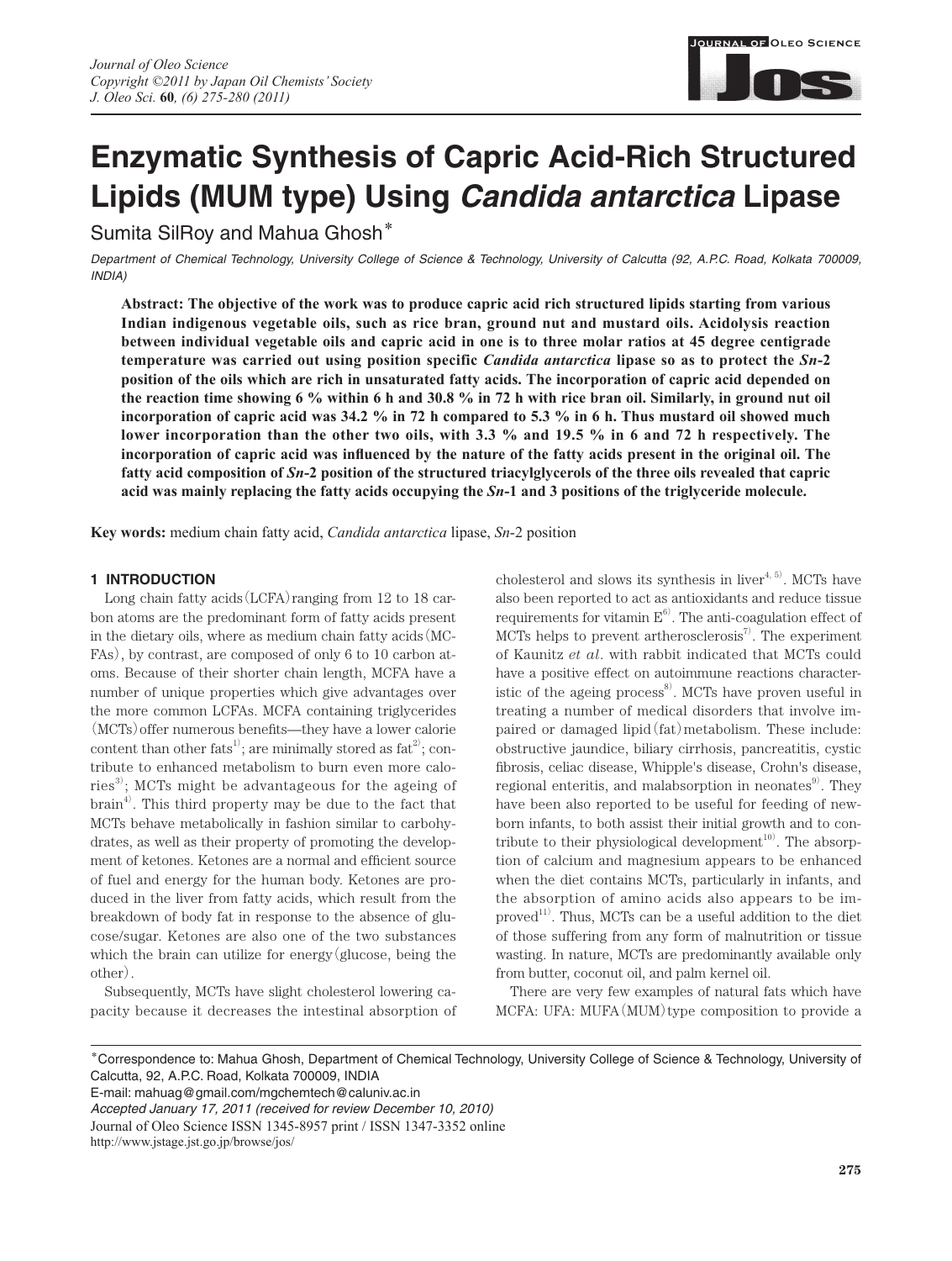# Enzymatic Synthesis of Capric Acid-Rich Structured Lipids (MUM type) Using *Candida antarctica* Lipase

Sumita SilRoy and Mahua Ghosh*

*Department of Chemical Technology, University College of Science & Technology, University of Calcutta (92, A.P.C. Road, Kolkata 700009, INDIA)*

**Abstract: The objective of the work was to produce capric acid rich structured lipids starting from various Indian indigenous vegetable oils, such as rice bran, ground nut and mustard oils. Acidolysis reaction between individual vegetable oils and capric acid in one is to three molar ratios at 45 degree centigrade temperature was carried out using position specific *Candida antarctica* lipase so as to protect the *Sn*-2 position of the oils which are rich in unsaturated fatty acids. The incorporation of capric acid depended on the reaction time showing 6 % within 6 h and 30.8 % in 72 h with rice bran oil. Similarly, in ground nut oil incorporation of capric acid was 34.2 % in 72 h compared to 5.3 % in 6 h. Thus mustard oil showed much lower incorporation than the other two oils, with 3.3 % and 19.5 % in 6 and 72 h respectively. The incorporation of capric acid was influenced by the nature of the fatty acids present in the original oil. The fatty acid composition of *Sn*-2 position of the structured triacylglycerols of the three oils revealed that capric acid was mainly replacing the fatty acids occupying the *Sn*-1 and 3 positions of the triglyceride molecule.**

**Key words:** medium chain fatty acid, *Candida antarctica* lipase, *Sn*-2 position

## 1 INTRODUCTION

Long chain fatty acids (LCFA) ranging from 12 to 18 carbon atoms are the predominant form of fatty acids present in the dietary oils, where as medium chain fatty acids (MCFAs), by contrast, are composed of only 6 to 10 carbon atoms. Because of their shorter chain length, MCFA have a number of unique properties which give advantages over the more common LCFAs. MCFA containing triglycerides (MCTs) offer numerous benefits—they have a lower calorie content than other fats[1]; are minimally stored as fat[2]; contribute to enhanced metabolism to burn even more calories[3]; MCTs might be advantageous for the ageing of brain[4]. This third property may be due to the fact that MCTs behave metabolically in fashion similar to carbohydrates, as well as their property of promoting the development of ketones. Ketones are a normal and efficient source of fuel and energy for the human body. Ketones are produced in the liver from fatty acids, which result from the breakdown of body fat in response to the absence of glucose/sugar. Ketones are also one of the two substances which the brain can utilize for energy (glucose, being the other).

Subsequently, MCTs have slight cholesterol lowering capacity because it decreases the intestinal absorption of cholesterol and slows its synthesis in liver[4, 5]. MCTs have also been reported to act as antioxidants and reduce tissue requirements for vitamin E[6]. The anti-coagulation effect of MCTs helps to prevent artherosclerosis[7]. The experiment of Kaunitz *et al*. with rabbit indicated that MCTs could have a positive effect on autoimmune reactions characteristic of the ageing process[8]. MCTs have proven useful in treating a number of medical disorders that involve impaired or damaged lipid (fat) metabolism. These include: obstructive jaundice, biliary cirrhosis, pancreatitis, cystic fibrosis, celiac disease, Whipple's disease, Crohn's disease, regional enteritis, and malabsorption in neonates[9]. They have been also reported to be useful for feeding of newborn infants, to both assist their initial growth and to contribute to their physiological development[10]. The absorption of calcium and magnesium appears to be enhanced when the diet contains MCTs, particularly in infants, and the absorption of amino acids also appears to be improved[11]. Thus, MCTs can be a useful addition to the diet of those suffering from any form of malnutrition or tissue wasting. In nature, MCTs are predominantly available only from butter, coconut oil, and palm kernel oil.

There are very few examples of natural fats which have MCFA: UFA: MUFA (MUM) type composition to provide a

---

*Correspondence to: Mahua Ghosh, Department of Chemical Technology, University College of Science & Technology, University of Calcutta, 92, A.P.C. Road, Kolkata 700009, INDIA
E-mail: mahuag@gmail.com/mgchemtech@caluniv.ac.in
*Accepted January 17, 2011 (received for review December 10, 2010)*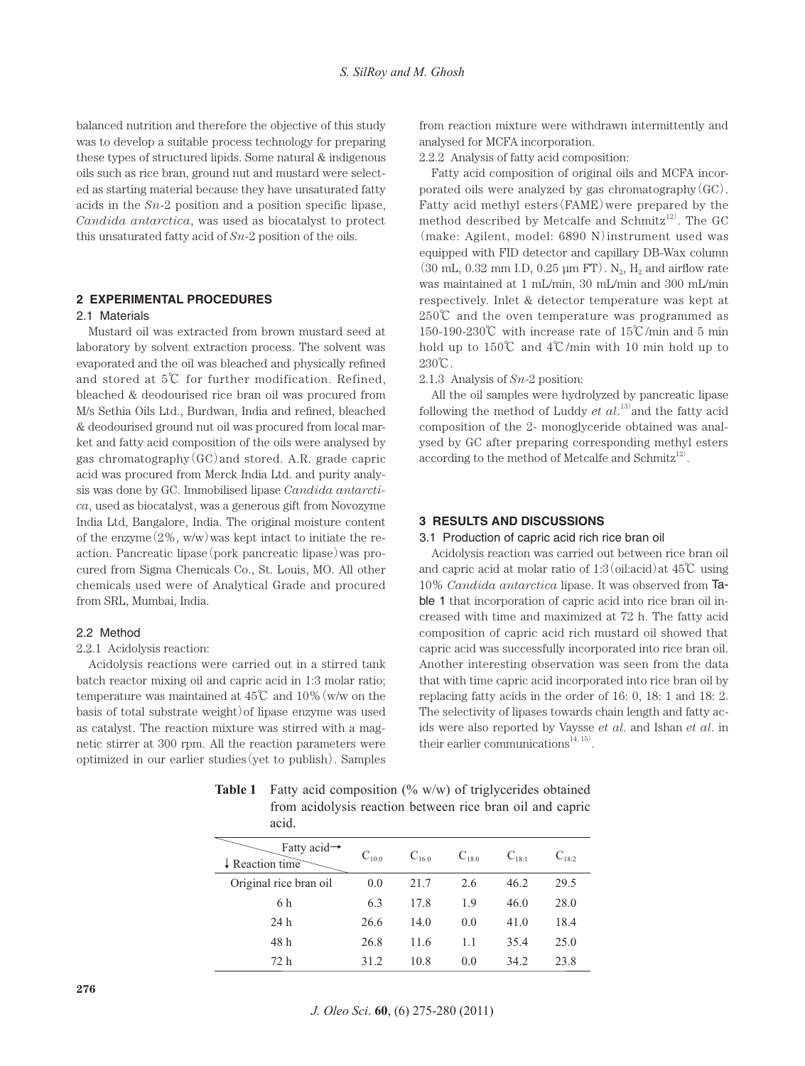balanced nutrition and therefore the objective of this study was to develop a suitable process technology for preparing these types of structured lipids. Some natural & indigenous oils such as rice bran, ground nut and mustard were selected as starting material because they have unsaturated fatty acids in the *Sn*-2 position and a position specific lipase, *Candida antarctica*, was used as biocatalyst to protect this unsaturated fatty acid of *Sn*-2 position of the oils.

## 2 EXPERIMENTAL PROCEDURES

### 2.1 Materials

Mustard oil was extracted from brown mustard seed at laboratory by solvent extraction process. The solvent was evaporated and the oil was bleached and physically refined and stored at 5℃ for further modification. Refined, bleached & deodourised rice bran oil was procured from M/s Sethia Oils Ltd., Burdwan, India and refined, bleached & deodourised ground nut oil was procured from local market and fatty acid composition of the oils were analysed by gas chromatography (GC) and stored. A.R. grade capric acid was procured from Merck India Ltd. and purity analysis was done by GC. Immobilised lipase *Candida antarctica*, used as biocatalyst, was a generous gift from Novozyme India Ltd, Bangalore, India. The original moisture content of the enzyme (2%, w/w) was kept intact to initiate the reaction. Pancreatic lipase (pork pancreatic lipase) was procured from Sigma Chemicals Co., St. Louis, MO. All other chemicals used were of Analytical Grade and procured from SRL, Mumbai, India.

### 2.2 Method

2.2.1 Acidolysis reaction:

Acidolysis reactions were carried out in a stirred tank batch reactor mixing oil and capric acid in 1:3 molar ratio; temperature was maintained at 45℃ and 10% (w/w on the basis of total substrate weight) of lipase enzyme was used as catalyst. The reaction mixture was stirred with a magnetic stirrer at 300 rpm. All the reaction parameters were optimized in our earlier studies (yet to publish). Samples from reaction mixture were withdrawn intermittently and analysed for MCFA incorporation.

2.2.2 Analysis of fatty acid composition:

Fatty acid composition of original oils and MCFA incorporated oils were analyzed by gas chromatography (GC). Fatty acid methyl esters (FAME) were prepared by the method described by Metcalfe and Schmitz[12]. The GC (make: Agilent, model: 6890 N) instrument used was equipped with FID detector and capillary DB-Wax column (30 mL, 0.32 mm I.D, 0.25 μm FT). $N_2$, $H_2$ and airflow rate was maintained at 1 mL/min, 30 mL/min and 300 mL/min respectively. Inlet & detector temperature was kept at 250℃ and the oven temperature was programmed as 150-190-230℃ with increase rate of 15℃/min and 5 min hold up to 150℃ and 4℃/min with 10 min hold up to 230℃.

2.1.3 Analysis of *Sn*-2 position:

All the oil samples were hydrolyzed by pancreatic lipase following the method of Luddy *et al.*[13] and the fatty acid composition of the 2- monoglyceride obtained was analysed by GC after preparing corresponding methyl esters according to the method of Metcalfe and Schmitz[12].

## 3 RESULTS AND DISCUSSIONS

### 3.1 Production of capric acid rich rice bran oil

Acidolysis reaction was carried out between rice bran oil and capric acid at molar ratio of 1:3 (oil:acid) at 45℃ using 10% *Candida antarctica* lipase. It was observed from Table 1 that incorporation of capric acid into rice bran oil increased with time and maximized at 72 h. The fatty acid composition of capric acid rich mustard oil showed that capric acid was successfully incorporated into rice bran oil. Another interesting observation was seen from the data that with time capric acid incorporated into rice bran oil by replacing fatty acids in the order of 16: 0, 18: 1 and 18: 2. The selectivity of lipases towards chain length and fatty acids were also reported by Vaysse *et al.* and Ishan *et al.* in their earlier communications[14, 15].

**Table 1** Fatty acid composition (% w/w) of triglycerides obtained from acidolysis reaction between rice bran oil and capric acid.

| Fatty acid→ / ↓ Reaction time | $C_{10:0}$ | $C_{16:0}$ | $C_{18:0}$ | $C_{18:1}$ | $C_{18:2}$ |
|---|---|---|---|---|---|
| Original rice bran oil | 0.0 | 21.7 | 2.6 | 46.2 | 29.5 |
| 6 h | 6.3 | 17.8 | 1.9 | 46.0 | 28.0 |
| 24 h | 26.6 | 14.0 | 0.0 | 41.0 | 18.4 |
| 48 h | 26.8 | 11.6 | 1.1 | 35.4 | 25.0 |
| 72 h | 31.2 | 10.8 | 0.0 | 34.2 | 23.8 |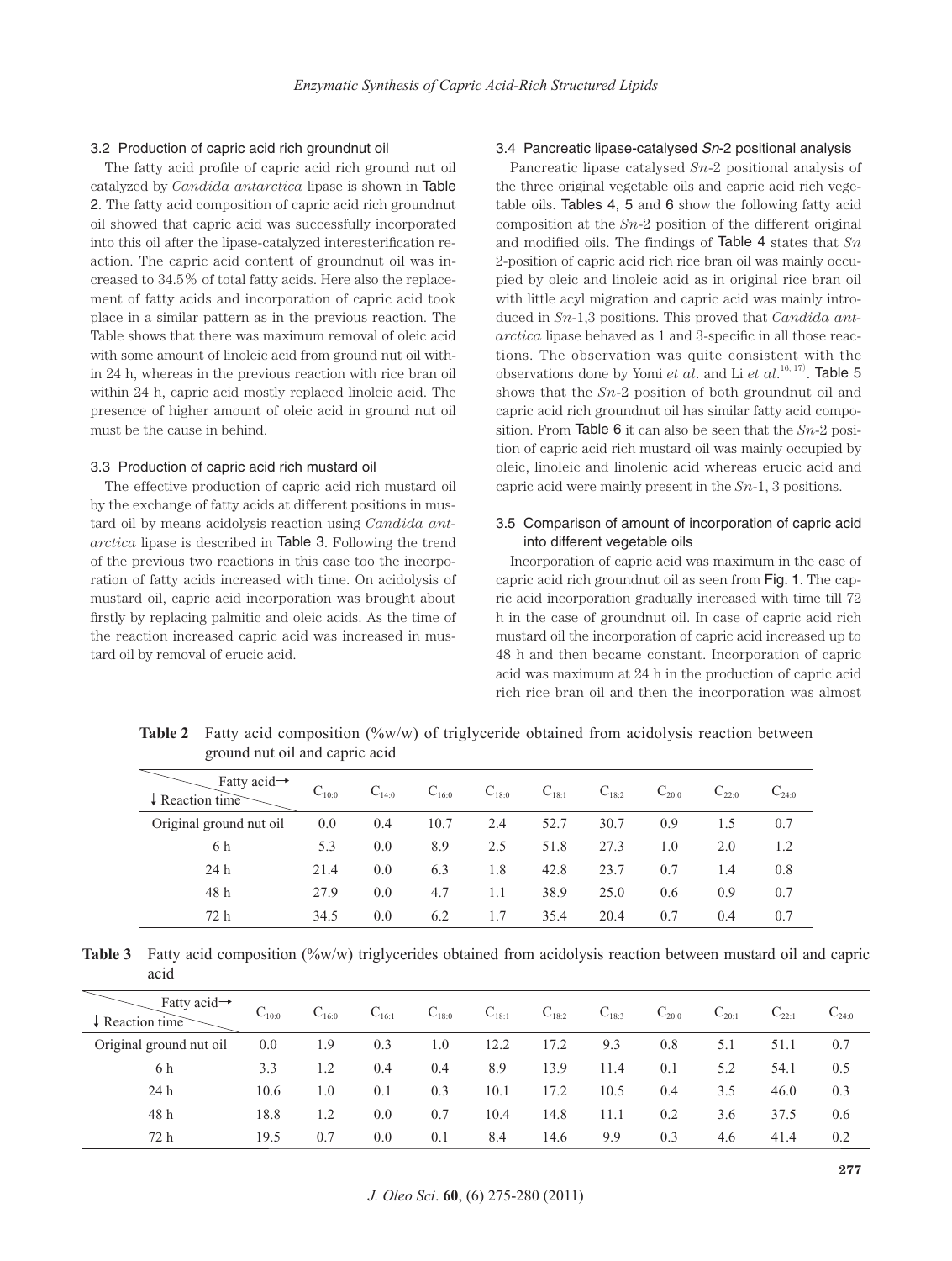### 3.2 Production of capric acid rich groundnut oil

The fatty acid profile of capric acid rich ground nut oil catalyzed by *Candida antarctica* lipase is shown in Table 2. The fatty acid composition of capric acid rich groundnut oil showed that capric acid was successfully incorporated into this oil after the lipase-catalyzed interesterification reaction. The capric acid content of groundnut oil was increased to 34.5% of total fatty acids. Here also the replacement of fatty acids and incorporation of capric acid took place in a similar pattern as in the previous reaction. The Table shows that there was maximum removal of oleic acid with some amount of linoleic acid from ground nut oil within 24 h, whereas in the previous reaction with rice bran oil within 24 h, capric acid mostly replaced linoleic acid. The presence of higher amount of oleic acid in ground nut oil must be the cause in behind.

### 3.3 Production of capric acid rich mustard oil

The effective production of capric acid rich mustard oil by the exchange of fatty acids at different positions in mustard oil by means acidolysis reaction using *Candida antarctica* lipase is described in Table 3. Following the trend of the previous two reactions in this case too the incorporation of fatty acids increased with time. On acidolysis of mustard oil, capric acid incorporation was brought about firstly by replacing palmitic and oleic acids. As the time of the reaction increased capric acid was increased in mustard oil by removal of erucic acid.

### 3.4 Pancreatic lipase-catalysed *Sn*-2 positional analysis

Pancreatic lipase catalysed *Sn*-2 positional analysis of the three original vegetable oils and capric acid rich vegetable oils. Tables 4, 5 and 6 show the following fatty acid composition at the *Sn*-2 position of the different original and modified oils. The findings of Table 4 states that *Sn* 2-position of capric acid rich rice bran oil was mainly occupied by oleic and linoleic acid as in original rice bran oil with little acyl migration and capric acid was mainly introduced in *Sn*-1,3 positions. This proved that *Candida antarctica* lipase behaved as 1 and 3-specific in all those reactions. The observation was quite consistent with the observations done by Yomi *et al*. and Li *et al*.[16, 17]. Table 5 shows that the *Sn*-2 position of both groundnut oil and capric acid rich groundnut oil has similar fatty acid composition. From Table 6 it can also be seen that the *Sn*-2 position of capric acid rich mustard oil was mainly occupied by oleic, linoleic and linolenic acid whereas erucic acid and capric acid were mainly present in the *Sn*-1, 3 positions.

### 3.5 Comparison of amount of incorporation of capric acid into different vegetable oils

Incorporation of capric acid was maximum in the case of capric acid rich groundnut oil as seen from Fig. 1. The capric acid incorporation gradually increased with time till 72 h in the case of groundnut oil. In case of capric acid rich mustard oil the incorporation of capric acid increased up to 48 h and then became constant. Incorporation of capric acid was maximum at 24 h in the production of capric acid rich rice bran oil and then the incorporation was almost

**Table 2** Fatty acid composition (%w/w) of triglyceride obtained from acidolysis reaction between ground nut oil and capric acid

| Fatty acid→ / ↓ Reaction time | $C_{10:0}$ | $C_{14:0}$ | $C_{16:0}$ | $C_{18:0}$ | $C_{18:1}$ | $C_{18:2}$ | $C_{20:0}$ | $C_{22:0}$ | $C_{24:0}$ |
|---|---|---|---|---|---|---|---|---|---|
| Original ground nut oil | 0.0 | 0.4 | 10.7 | 2.4 | 52.7 | 30.7 | 0.9 | 1.5 | 0.7 |
| 6 h | 5.3 | 0.0 | 8.9 | 2.5 | 51.8 | 27.3 | 1.0 | 2.0 | 1.2 |
| 24 h | 21.4 | 0.0 | 6.3 | 1.8 | 42.8 | 23.7 | 0.7 | 1.4 | 0.8 |
| 48 h | 27.9 | 0.0 | 4.7 | 1.1 | 38.9 | 25.0 | 0.6 | 0.9 | 0.7 |
| 72 h | 34.5 | 0.0 | 6.2 | 1.7 | 35.4 | 20.4 | 0.7 | 0.4 | 0.7 |

**Table 3** Fatty acid composition (%w/w) triglycerides obtained from acidolysis reaction between mustard oil and capric acid

| Fatty acid→ / ↓ Reaction time | $C_{10:0}$ | $C_{16:0}$ | $C_{16:1}$ | $C_{18:0}$ | $C_{18:1}$ | $C_{18:2}$ | $C_{18:3}$ | $C_{20:0}$ | $C_{20:1}$ | $C_{22:1}$ | $C_{24:0}$ |
|---|---|---|---|---|---|---|---|---|---|---|---|
| Original ground nut oil | 0.0 | 1.9 | 0.3 | 1.0 | 12.2 | 17.2 | 9.3 | 0.8 | 5.1 | 51.1 | 0.7 |
| 6 h | 3.3 | 1.2 | 0.4 | 0.4 | 8.9 | 13.9 | 11.4 | 0.1 | 5.2 | 54.1 | 0.5 |
| 24 h | 10.6 | 1.0 | 0.1 | 0.3 | 10.1 | 17.2 | 10.5 | 0.4 | 3.5 | 46.0 | 0.3 |
| 48 h | 18.8 | 1.2 | 0.0 | 0.7 | 10.4 | 14.8 | 11.1 | 0.2 | 3.6 | 37.5 | 0.6 |
| 72 h | 19.5 | 0.7 | 0.0 | 0.1 | 8.4 | 14.6 | 9.9 | 0.3 | 4.6 | 41.4 | 0.2 |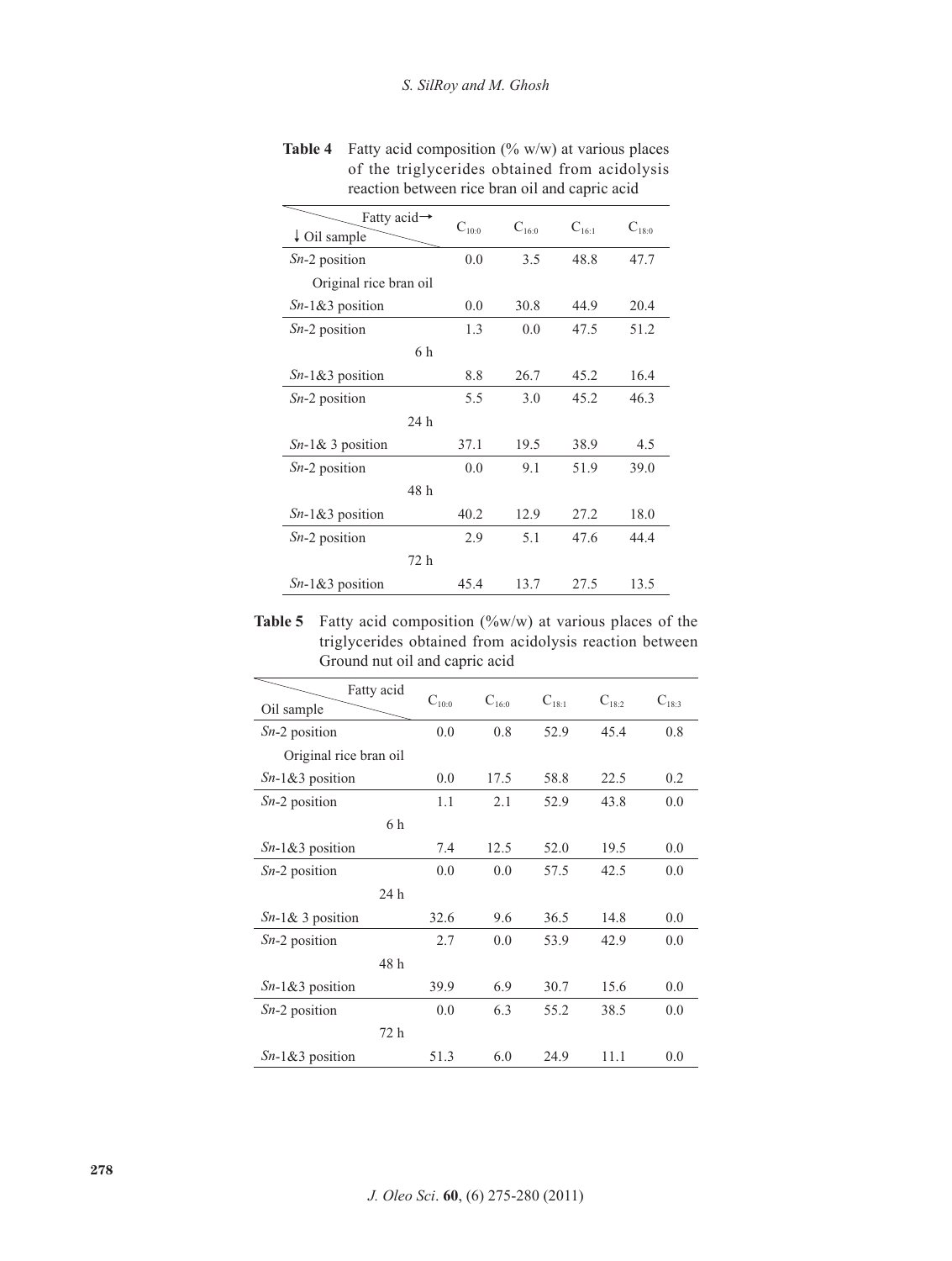**Table 4** Fatty acid composition (% w/w) at various places of the triglycerides obtained from acidolysis reaction between rice bran oil and capric acid

| Fatty acid→ ↓ Oil sample | | $C_{10:0}$ | $C_{16:0}$ | $C_{16:1}$ | $C_{18:0}$ |
|---|---|---|---|---|---|
| Original rice bran oil | *Sn*-2 position | 0.0 | 3.5 | 48.8 | 47.7 |
| | *Sn*-1&3 position | 0.0 | 30.8 | 44.9 | 20.4 |
| 6 h | *Sn*-2 position | 1.3 | 0.0 | 47.5 | 51.2 |
| | *Sn*-1&3 position | 8.8 | 26.7 | 45.2 | 16.4 |
| 24 h | *Sn*-2 position | 5.5 | 3.0 | 45.2 | 46.3 |
| | *Sn*-1& 3 position | 37.1 | 19.5 | 38.9 | 4.5 |
| 48 h | *Sn*-2 position | 0.0 | 9.1 | 51.9 | 39.0 |
| | *Sn*-1&3 position | 40.2 | 12.9 | 27.2 | 18.0 |
| 72 h | *Sn*-2 position | 2.9 | 5.1 | 47.6 | 44.4 |
| | *Sn*-1&3 position | 45.4 | 13.7 | 27.5 | 13.5 |

**Table 5** Fatty acid composition (%w/w) at various places of the triglycerides obtained from acidolysis reaction between Ground nut oil and capric acid

| Fatty acid / Oil sample | | $C_{10:0}$ | $C_{16:0}$ | $C_{18:1}$ | $C_{18:2}$ | $C_{18:3}$ |
|---|---|---|---|---|---|---|
| Original rice bran oil | *Sn*-2 position | 0.0 | 0.8 | 52.9 | 45.4 | 0.8 |
| | *Sn*-1&3 position | 0.0 | 17.5 | 58.8 | 22.5 | 0.2 |
| 6 h | *Sn*-2 position | 1.1 | 2.1 | 52.9 | 43.8 | 0.0 |
| | *Sn*-1&3 position | 7.4 | 12.5 | 52.0 | 19.5 | 0.0 |
| 24 h | *Sn*-2 position | 0.0 | 0.0 | 57.5 | 42.5 | 0.0 |
| | *Sn*-1& 3 position | 32.6 | 9.6 | 36.5 | 14.8 | 0.0 |
| 48 h | *Sn*-2 position | 2.7 | 0.0 | 53.9 | 42.9 | 0.0 |
| | *Sn*-1&3 position | 39.9 | 6.9 | 30.7 | 15.6 | 0.0 |
| 72 h | *Sn*-2 position | 0.0 | 6.3 | 55.2 | 38.5 | 0.0 |
| | *Sn*-1&3 position | 51.3 | 6.0 | 24.9 | 11.1 | 0.0 |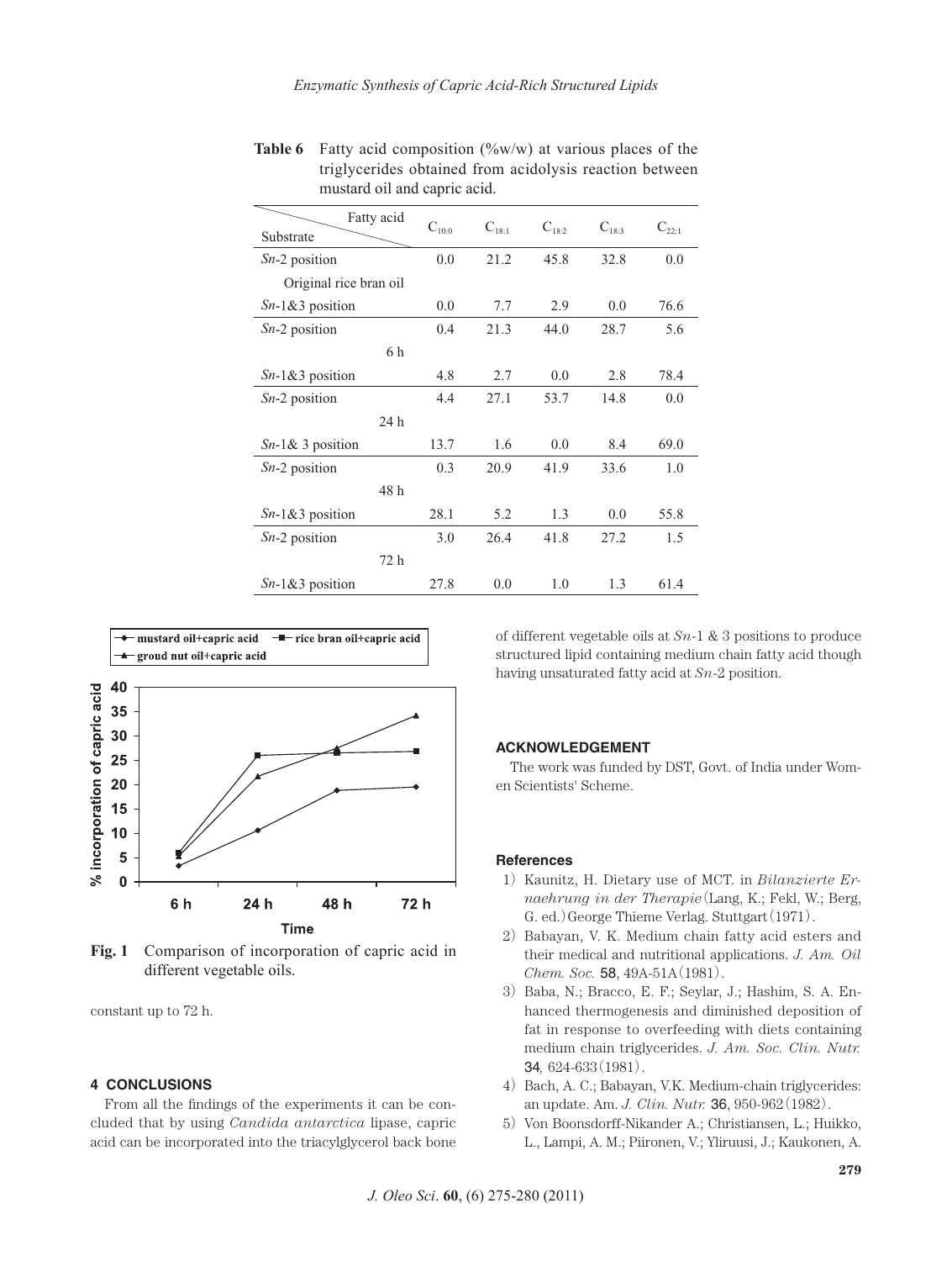**Table 6** Fatty acid composition (%w/w) at various places of the triglycerides obtained from acidolysis reaction between mustard oil and capric acid.

| Substrate \ Fatty acid | | $C_{10:0}$ | $C_{18:1}$ | $C_{18:2}$ | $C_{18:3}$ | $C_{22:1}$ |
|---|---|---|---|---|---|---|
| *Sn*-2 position | Original rice bran oil | 0.0 | 21.2 | 45.8 | 32.8 | 0.0 |
| *Sn*-1&3 position | | 0.0 | 7.7 | 2.9 | 0.0 | 76.6 |
| *Sn*-2 position | 6 h | 0.4 | 21.3 | 44.0 | 28.7 | 5.6 |
| *Sn*-1&3 position | | 4.8 | 2.7 | 0.0 | 2.8 | 78.4 |
| *Sn*-2 position | 24 h | 4.4 | 27.1 | 53.7 | 14.8 | 0.0 |
| *Sn*-1& 3 position | | 13.7 | 1.6 | 0.0 | 8.4 | 69.0 |
| *Sn*-2 position | 48 h | 0.3 | 20.9 | 41.9 | 33.6 | 1.0 |
| *Sn*-1&3 position | | 28.1 | 5.2 | 1.3 | 0.0 | 55.8 |
| *Sn*-2 position | 72 h | 3.0 | 26.4 | 41.8 | 27.2 | 1.5 |
| *Sn*-1&3 position | | 27.8 | 0.0 | 1.0 | 1.3 | 61.4 |

**Fig. 1** Comparison of incorporation of capric acid in different vegetable oils.

constant up to 72 h.

## 4 CONCLUSIONS

From all the findings of the experiments it can be concluded that by using *Candida antarctica* lipase, capric acid can be incorporated into the triacylglycerol back bone of different vegetable oils at *Sn*-1 & 3 positions to produce structured lipid containing medium chain fatty acid though having unsaturated fatty acid at *Sn*-2 position.

## ACKNOWLEDGEMENT

The work was funded by DST, Govt. of India under Women Scientists' Scheme.

## References

1) Kaunitz, H. Dietary use of MCT. in *Bilanzierte Ernaehrung in der Therapie* (Lang, K.; Fekl, W.; Berg, G. ed.) George Thieme Verlag. Stuttgart (1971).
2) Babayan, V. K. Medium chain fatty acid esters and their medical and nutritional applications. *J. Am. Oil Chem. Soc.* **58**, 49A-51A (1981).
3) Baba, N.; Bracco, E. F.; Seylar, J.; Hashim, S. A. Enhanced thermogenesis and diminished deposition of fat in response to overfeeding with diets containing medium chain triglycerides. *J. Am. Soc. Clin. Nutr.* **34**, 624-633 (1981).
4) Bach, A. C.; Babayan, V.K. Medium-chain triglycerides: an update. Am. *J. Clin. Nutr.* **36**, 950-962 (1982).
5) Von Boonsdorff-Nikander A.; Christiansen, L.; Huikko, L., Lampi, A. M.; Piironen, V.; Yliruusi, J.; Kaukonen, A.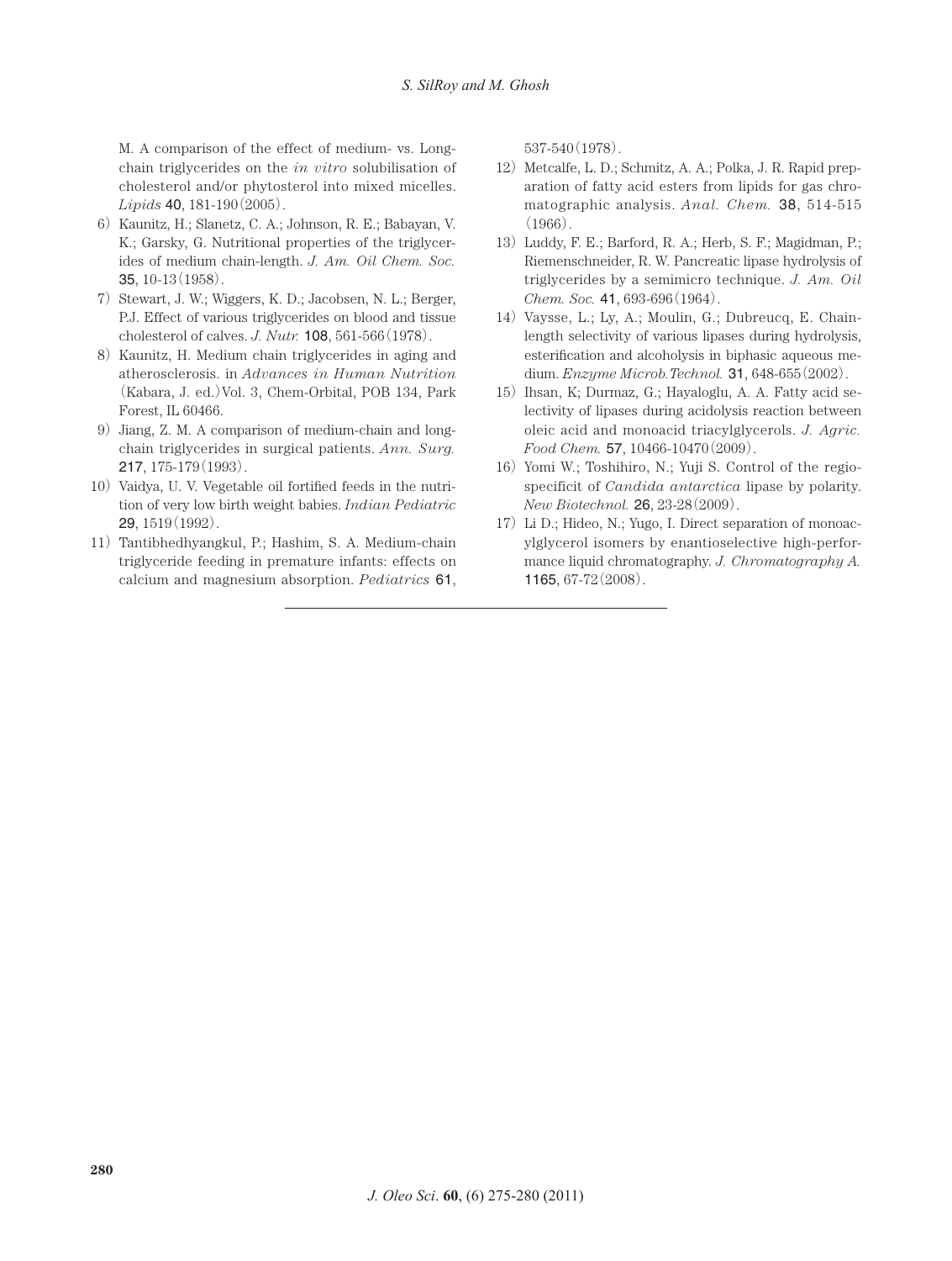M. A comparison of the effect of medium- vs. Long-chain triglycerides on the *in vitro* solubilisation of cholesterol and/or phytosterol into mixed micelles. *Lipids* **40**, 181-190 (2005).

6) Kaunitz, H.; Slanetz, C. A.; Johnson, R. E.; Babayan, V. K.; Garsky, G. Nutritional properties of the triglycerides of medium chain-length. *J. Am. Oil Chem. Soc.* **35**, 10-13 (1958).

7) Stewart, J. W.; Wiggers, K. D.; Jacobsen, N. L.; Berger, P.J. Effect of various triglycerides on blood and tissue cholesterol of calves. *J. Nutr.* **108**, 561-566 (1978).

8) Kaunitz, H. Medium chain triglycerides in aging and atherosclerosis. in *Advances in Human Nutrition* (Kabara, J. ed.) Vol. 3, Chem-Orbital, POB 134, Park Forest, IL 60466.

9) Jiang, Z. M. A comparison of medium-chain and long-chain triglycerides in surgical patients. *Ann. Surg.* **217**, 175-179 (1993).

10) Vaidya, U. V. Vegetable oil fortified feeds in the nutrition of very low birth weight babies. *Indian Pediatric* **29**, 1519 (1992).

11) Tantibhedhyangkul, P.; Hashim, S. A. Medium-chain triglyceride feeding in premature infants: effects on calcium and magnesium absorption. *Pediatrics* **61**, 537-540 (1978).

12) Metcalfe, L. D.; Schmitz, A. A.; Polka, J. R. Rapid preparation of fatty acid esters from lipids for gas chromatographic analysis. *Anal. Chem.* **38**, 514-515 (1966).

13) Luddy, F. E.; Barford, R. A.; Herb, S. F.; Magidman, P.; Riemenschneider, R. W. Pancreatic lipase hydrolysis of triglycerides by a semimicro technique. *J. Am. Oil Chem. Soc.* **41**, 693-696 (1964).

14) Vaysse, L.; Ly, A.; Moulin, G.; Dubreucq, E. Chain-length selectivity of various lipases during hydrolysis, esterification and alcoholysis in biphasic aqueous medium. *Enzyme Microb.Technol.* **31**, 648-655 (2002).

15) Ihsan, K; Durmaz, G.; Hayaloglu, A. A. Fatty acid selectivity of lipases during acidolysis reaction between oleic acid and monoacid triacylglycerols. *J. Agric. Food Chem.* **57**, 10466-10470 (2009).

16) Yomi W.; Toshihiro, N.; Yuji S. Control of the regiospecificit of *Candida antarctica* lipase by polarity. *New Biotechnol.* **26**, 23-28 (2009).

17) Li D.; Hideo, N.; Yugo, I. Direct separation of monoacylglycerol isomers by enantioselective high-performance liquid chromatography. *J. Chromatography A.* **1165**, 67-72 (2008).